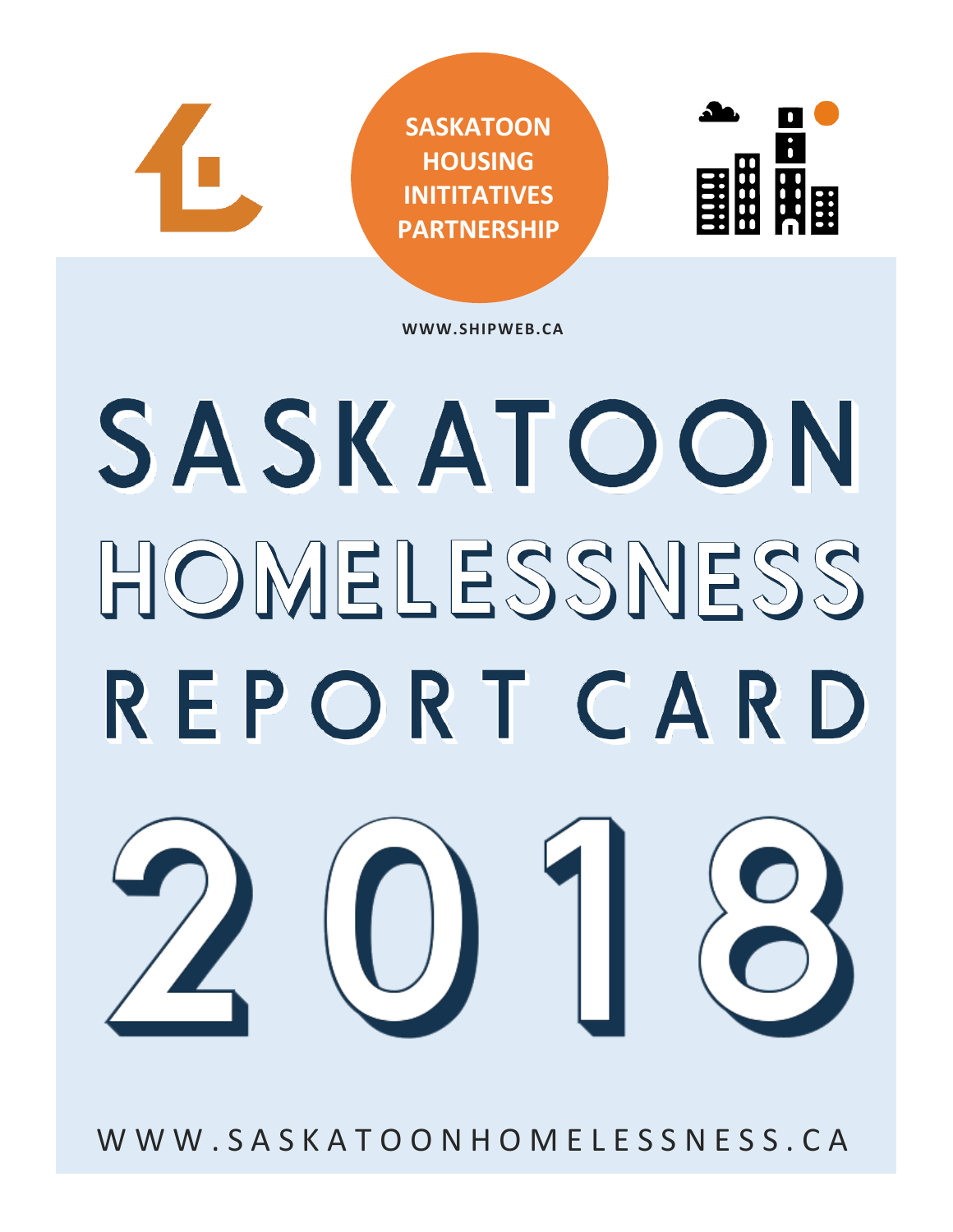**SASKATOON HOUSING INITITATIVES PARTNERSHIP**

WWW.SHIPWEB.CA

# SASKATOON HOMELESSNESS REPORT CARD 2018

WWW.SASKATOONHOMELESSNESS.CA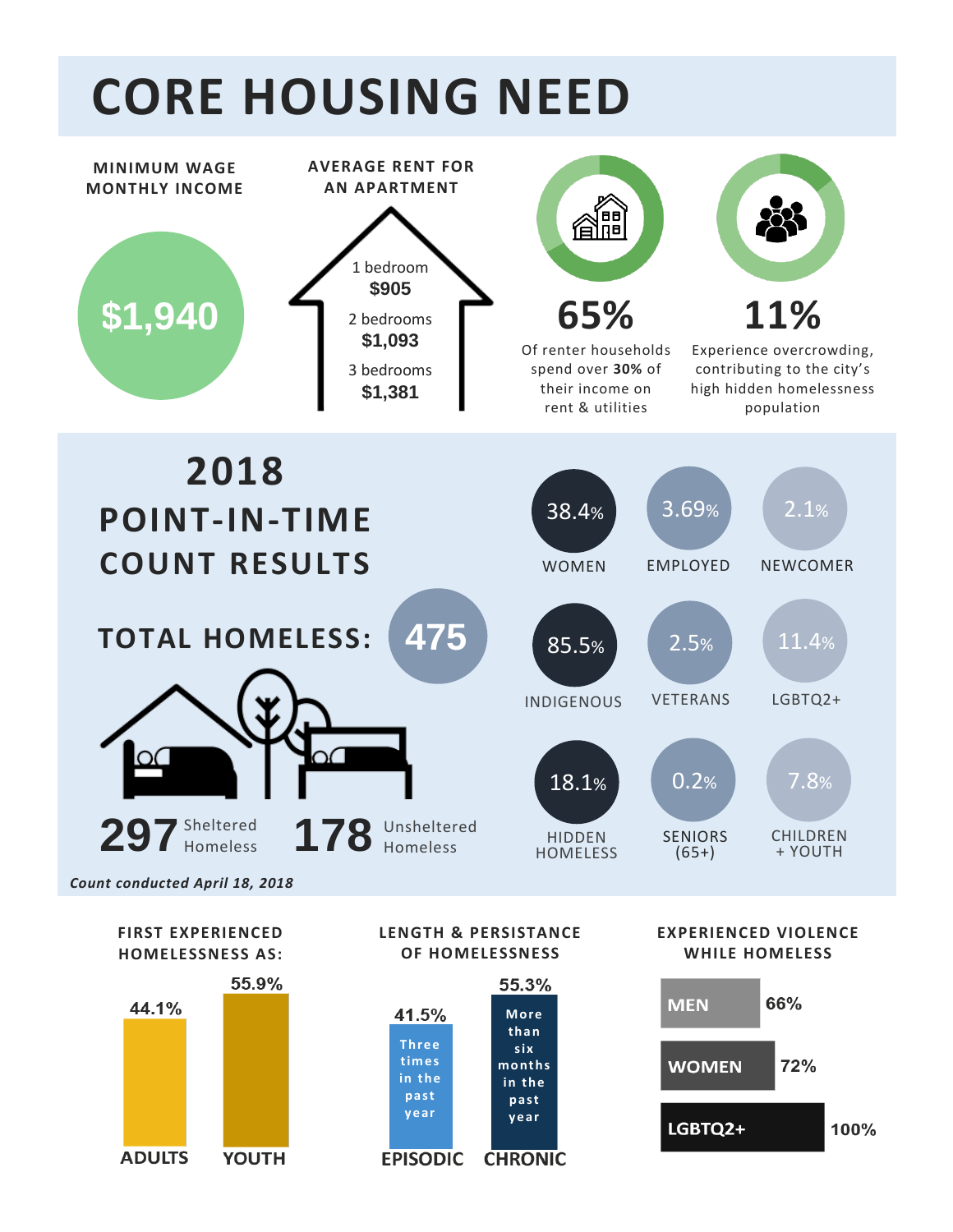# CORE HOUSING NEED

**MINIMUM WAGE MONTHLY INCOME**

**$1,940**

**AVERAGE RENT FOR AN APARTMENT**

1 bedroom
**$905**

2 bedrooms
**$1,093**

3 bedrooms
**$1,381**

**65%**

Of renter households spend over **30%** of their income on rent & utilities

**11%**

Experience overcrowding, contributing to the city's high hidden homelessness population

## 2018 POINT-IN-TIME COUNT RESULTS

**TOTAL HOMELESS: 475**

**297** Sheltered Homeless

**178** Unsheltered Homeless

*Count conducted April 18, 2018*

| | | |
|---|---|---|
| 38.4% WOMEN | 3.69% EMPLOYED | 2.1% NEWCOMER |
| 85.5% INDIGENOUS | 2.5% VETERANS | 11.4% LGBTQ2+ |
| 18.1% HIDDEN HOMELESS | 0.2% SENIORS (65+) | 7.8% CHILDREN + YOUTH |

**FIRST EXPERIENCED HOMELESSNESS AS:**

| Group | Percentage |
|---|---|
| ADULTS | 44.1% |
| YOUTH | 55.9% |

**LENGTH & PERSISTANCE OF HOMELESSNESS**

| Type | Description | Percentage |
|---|---|---|
| EPISODIC | Three times in the past year | 41.5% |
| CHRONIC | More than six months in the past year | 55.3% |

**EXPERIENCED VIOLENCE WHILE HOMELESS**

| Group | Percentage |
|---|---|
| MEN | 66% |
| WOMEN | 72% |
| LGBTQ2+ | 100% |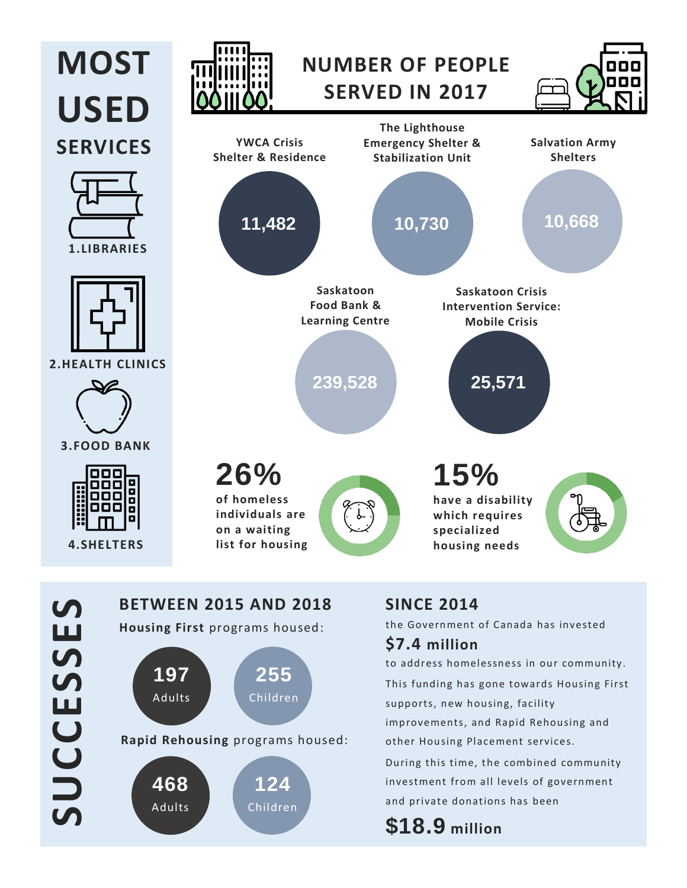# MOST USED SERVICES

1. LIBRARIES
2. HEALTH CLINICS
3. FOOD BANK
4. SHELTERS

## NUMBER OF PEOPLE SERVED IN 2017

| Service | People Served |
| --- | --- |
| YWCA Crisis Shelter & Residence | 11,482 |
| The Lighthouse Emergency Shelter & Stabilization Unit | 10,730 |
| Salvation Army Shelters | 10,668 |
| Saskatoon Food Bank & Learning Centre | 239,528 |
| Saskatoon Crisis Intervention Service: Mobile Crisis | 25,571 |

**26%** of homeless individuals are on a waiting list for housing

**15%** have a disability which requires specialized housing needs

# SUCCESSES

## BETWEEN 2015 AND 2018

**Housing First** programs housed:

- **197** Adults
- **255** Children

**Rapid Rehousing** programs housed:

- **468** Adults
- **124** Children

## SINCE 2014

the Government of Canada has invested

**$7.4 million**

to address homelessness in our community. This funding has gone towards Housing First supports, new housing, facility improvements, and Rapid Rehousing and other Housing Placement services. During this time, the combined community investment from all levels of government and private donations has been

**$18.9 million**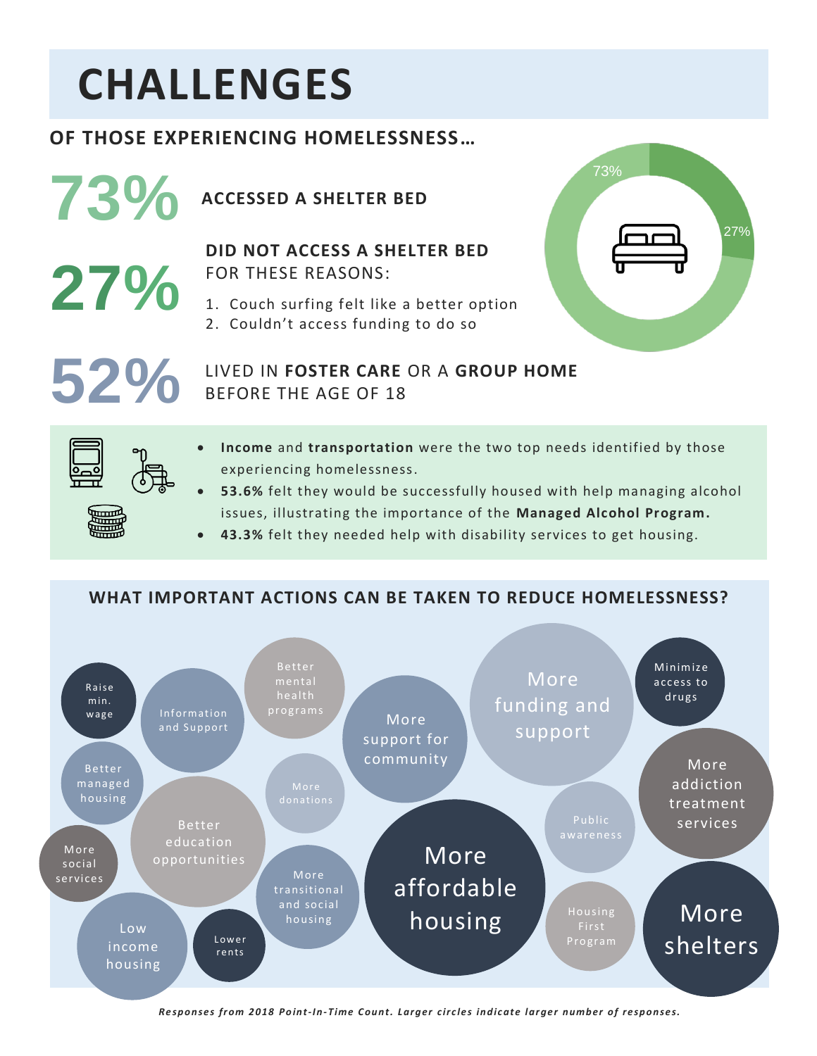# CHALLENGES

## OF THOSE EXPERIENCING HOMELESSNESS…

**73%** ACCESSED A SHELTER BED

**27%** DID NOT ACCESS A SHELTER BED FOR THESE REASONS:

1. Couch surfing felt like a better option
2. Couldn't access funding to do so

73%
27%

**52%** LIVED IN **FOSTER CARE** OR A **GROUP HOME** BEFORE THE AGE OF 18

- **Income** and **transportation** were the two top needs identified by those experiencing homelessness.
- **53.6%** felt they would be successfully housed with help managing alcohol issues, illustrating the importance of the **Managed Alcohol Program.**
- **43.3%** felt they needed help with disability services to get housing.

## WHAT IMPORTANT ACTIONS CAN BE TAKEN TO REDUCE HOMELESSNESS?

Raise min. wage
Information and Support
Better mental health programs
More support for community
More funding and support
Minimize access to drugs
Better managed housing
More donations
Better education opportunities
Public awareness
More addiction treatment services
More social services
More transitional and social housing
More affordable housing
Housing First Program
More shelters
Low income housing
Lower rents

*Responses from 2018 Point-In-Time Count. Larger circles indicate larger number of responses.*